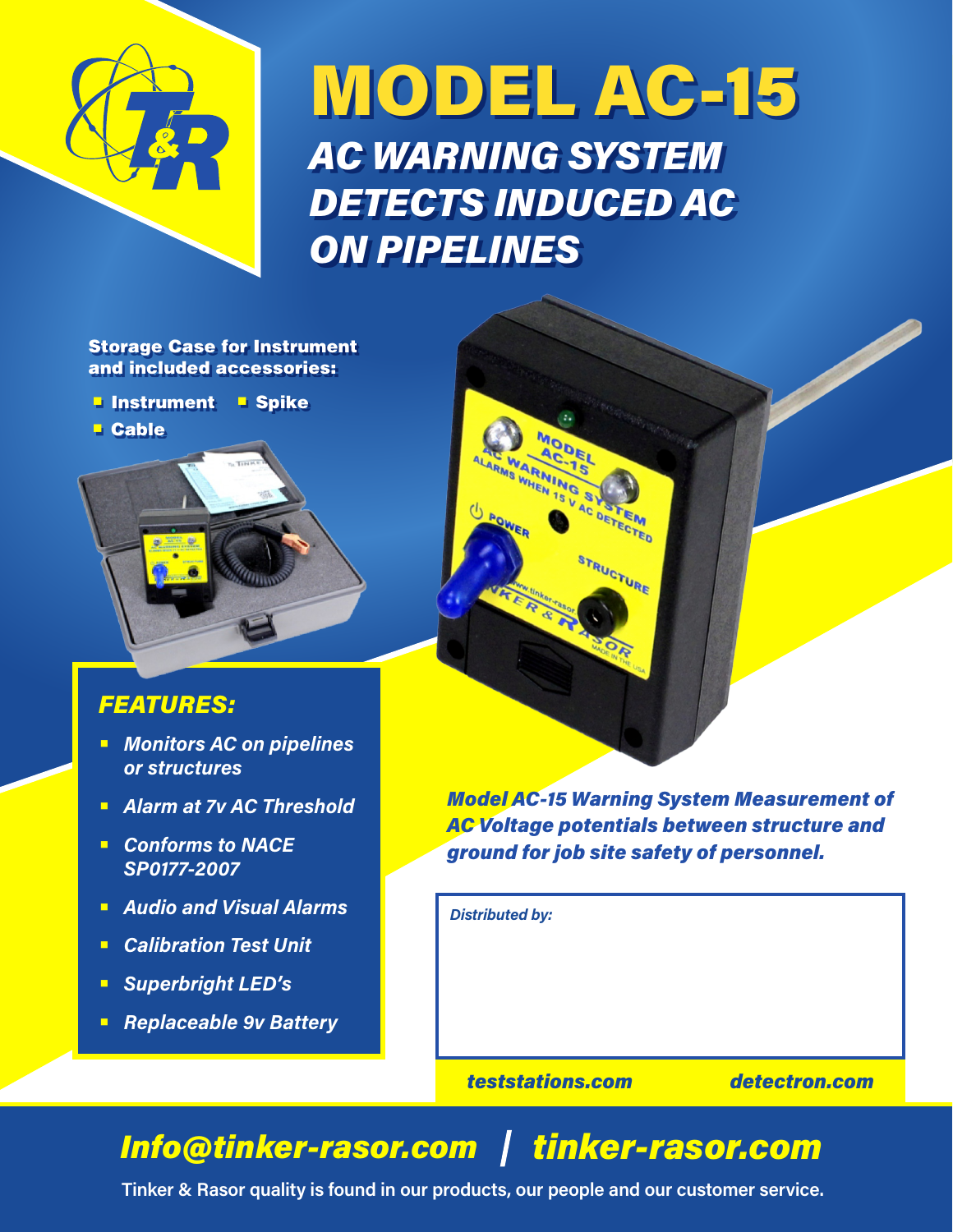# MODEL AC-15

## *AC WARNING SYSTEM DETECTS INDUCED AC ON PIPELINES*

**Storage Case for Instrument and included accessories:**

- **Instrument**
- **Spike**
- **Cable**

### *FEATURES:*

- ***Monitors AC on pipelines or structures***
- ***Alarm at 7v AC Threshold***
- ***Conforms to NACE SP0177-2007***
- ***Audio and Visual Alarms***
- ***Calibration Test Unit***
- ***Superbright LED's***
- ***Replaceable 9v Battery***

***Model AC-15 Warning System Measurement of AC Voltage potentials between structure and ground for job site safety of personnel.***

*Distributed by:*

***teststations.com*** ***detectron.com***

## *Info@tinker-rasor.com | tinker-rasor.com*

**Tinker & Rasor quality is found in our products, our people and our customer service.**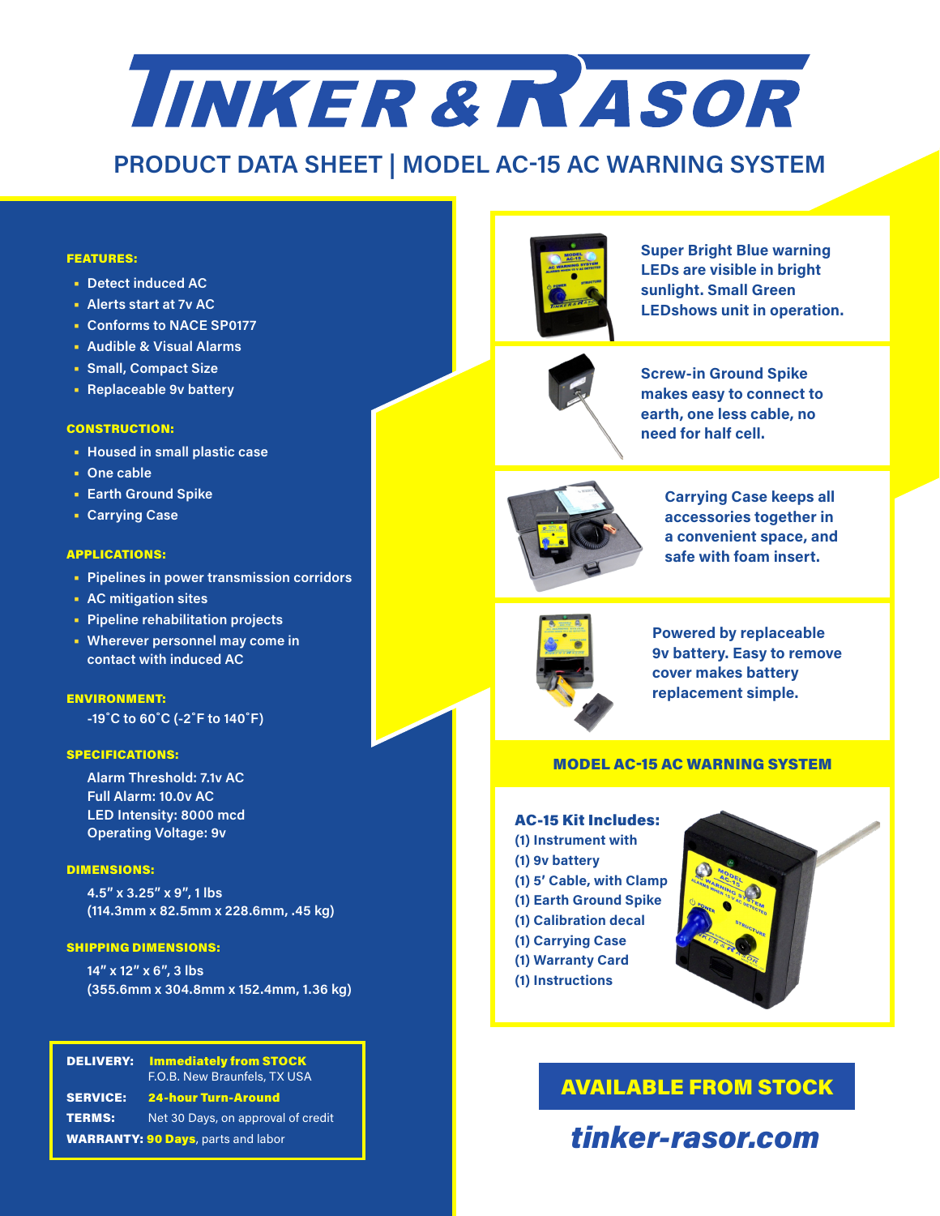# TINKER & RASOR

## PRODUCT DATA SHEET | MODEL AC-15 AC WARNING SYSTEM

### FEATURES:

- Detect induced AC
- Alerts start at 7v AC
- Conforms to NACE SP0177
- Audible & Visual Alarms
- Small, Compact Size
- Replaceable 9v battery

### CONSTRUCTION:

- Housed in small plastic case
- One cable
- Earth Ground Spike
- Carrying Case

### APPLICATIONS:

- Pipelines in power transmission corridors
- AC mitigation sites
- Pipeline rehabilitation projects
- Wherever personnel may come in contact with induced AC

### ENVIRONMENT:

-19˚C to 60˚C (-2˚F to 140˚F)

### SPECIFICATIONS:

Alarm Threshold: 7.1v AC
Full Alarm: 10.0v AC
LED Intensity: 8000 mcd
Operating Voltage: 9v

### DIMENSIONS:

4.5" x 3.25" x 9", 1 lbs
(114.3mm x 82.5mm x 228.6mm, .45 kg)

### SHIPPING DIMENSIONS:

14" x 12" x 6", 3 lbs
(355.6mm x 304.8mm x 152.4mm, 1.36 kg)

**DELIVERY:** **Immediately from STOCK**
F.O.B. New Braunfels, TX USA
**SERVICE:** **24-hour Turn-Around**
**TERMS:** Net 30 Days, on approval of credit
**WARRANTY:** **90 Days**, parts and labor

Super Bright Blue warning LEDs are visible in bright sunlight. Small Green LEDshows unit in operation.

Screw-in Ground Spike makes easy to connect to earth, one less cable, no need for half cell.

Carrying Case keeps all accessories together in a convenient space, and safe with foam insert.

Powered by replaceable 9v battery. Easy to remove cover makes battery replacement simple.

### MODEL AC-15 AC WARNING SYSTEM

**AC-15 Kit Includes:**
(1) Instrument with
(1) 9v battery
(1) 5' Cable, with Clamp
(1) Earth Ground Spike
(1) Calibration decal
(1) Carrying Case
(1) Warranty Card
(1) Instructions

**AVAILABLE FROM STOCK**

*tinker-rasor.com*